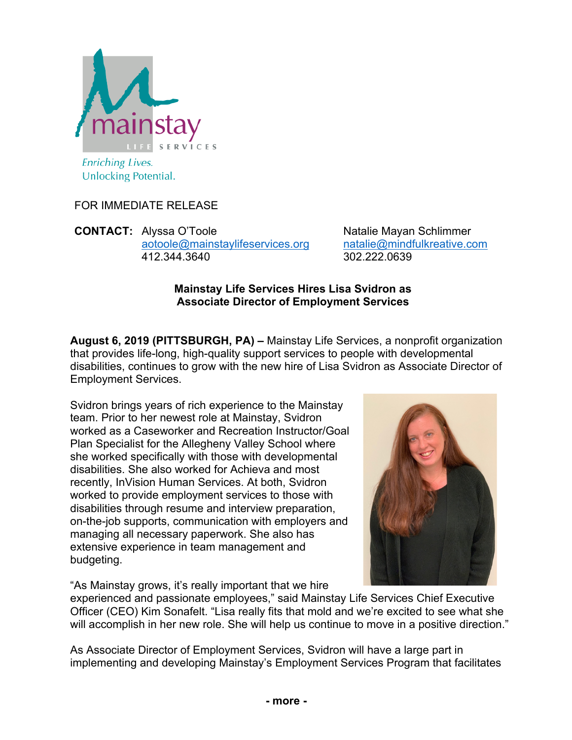mainstay LIFE SERVICES

*Enriching Lives.*
Unlocking Potential.

FOR IMMEDIATE RELEASE

**CONTACT:** Alyssa O'Toole
aotoole@mainstaylifeservices.org
412.344.3640

Natalie Mayan Schlimmer
natalie@mindfulkreative.com
302.222.0639

**Mainstay Life Services Hires Lisa Svidron as Associate Director of Employment Services**

**August 6, 2019 (PITTSBURGH, PA) –** Mainstay Life Services, a nonprofit organization that provides life-long, high-quality support services to people with developmental disabilities, continues to grow with the new hire of Lisa Svidron as Associate Director of Employment Services.

Svidron brings years of rich experience to the Mainstay team. Prior to her newest role at Mainstay, Svidron worked as a Caseworker and Recreation Instructor/Goal Plan Specialist for the Allegheny Valley School where she worked specifically with those with developmental disabilities. She also worked for Achieva and most recently, InVision Human Services. At both, Svidron worked to provide employment services to those with disabilities through resume and interview preparation, on-the-job supports, communication with employers and managing all necessary paperwork. She also has extensive experience in team management and budgeting.

"As Mainstay grows, it's really important that we hire experienced and passionate employees," said Mainstay Life Services Chief Executive Officer (CEO) Kim Sonafelt. "Lisa really fits that mold and we're excited to see what she will accomplish in her new role. She will help us continue to move in a positive direction."

As Associate Director of Employment Services, Svidron will have a large part in implementing and developing Mainstay's Employment Services Program that facilitates

**- more -**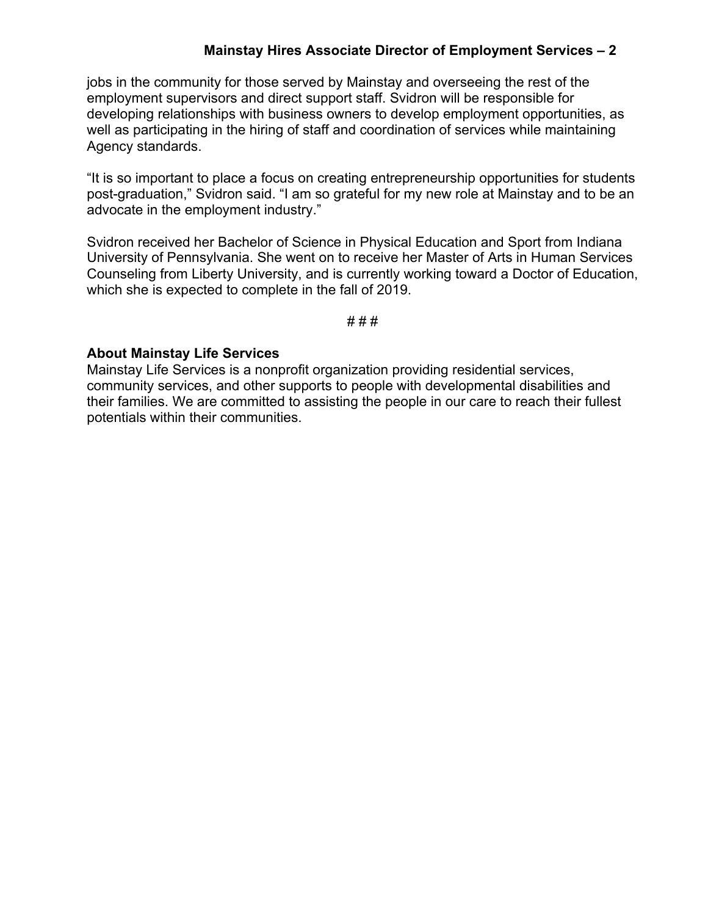jobs in the community for those served by Mainstay and overseeing the rest of the employment supervisors and direct support staff. Svidron will be responsible for developing relationships with business owners to develop employment opportunities, as well as participating in the hiring of staff and coordination of services while maintaining Agency standards.

“It is so important to place a focus on creating entrepreneurship opportunities for students post-graduation,” Svidron said. “I am so grateful for my new role at Mainstay and to be an advocate in the employment industry.”

Svidron received her Bachelor of Science in Physical Education and Sport from Indiana University of Pennsylvania. She went on to receive her Master of Arts in Human Services Counseling from Liberty University, and is currently working toward a Doctor of Education, which she is expected to complete in the fall of 2019.

# # #

**About Mainstay Life Services**

Mainstay Life Services is a nonprofit organization providing residential services, community services, and other supports to people with developmental disabilities and their families. We are committed to assisting the people in our care to reach their fullest potentials within their communities.